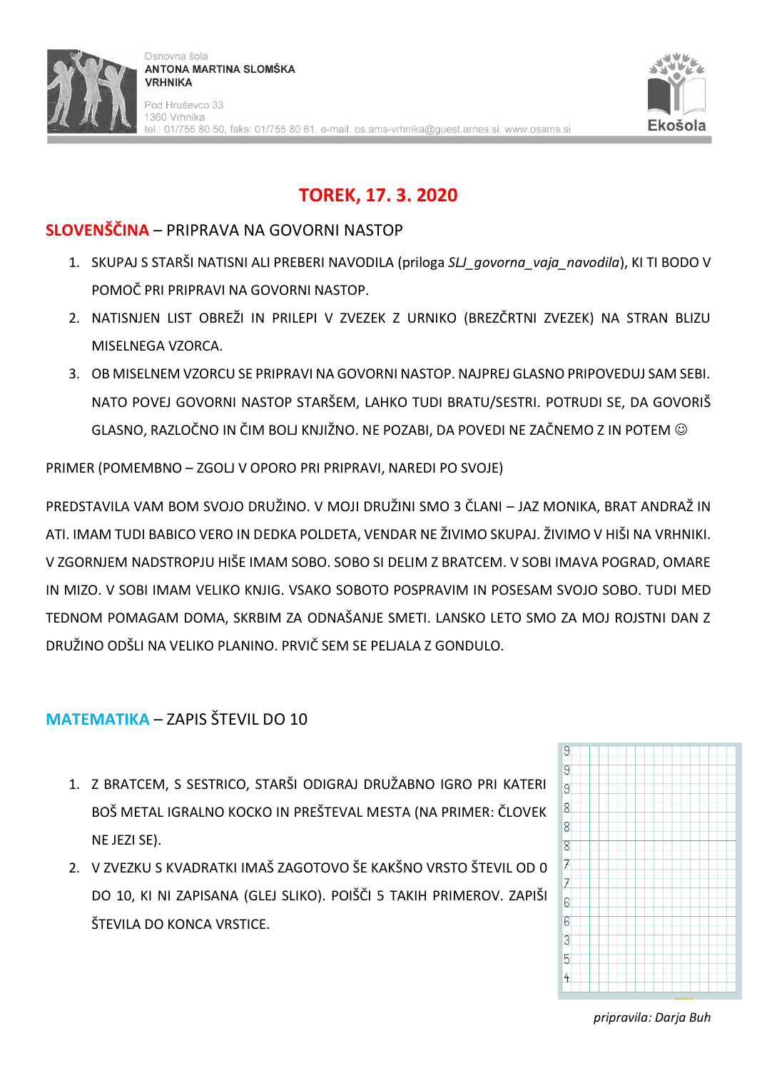Osnovna šola
**ANTONA MARTINA SLOMŠKA VRHNIKA**
Pod Hruševco 33
1360 Vrhnika
tel.: 01/755 80 50, faks: 01/755 80 61, e-mail: os.ams-vrhnika@guest.arnes.si, www.osams.si

Ekošola

# TOREK, 17. 3. 2020

## SLOVENŠČINA – PRIPRAVA NA GOVORNI NASTOP

1. SKUPAJ S STARŠI NATISNI ALI PREBERI NAVODILA (priloga *SLJ_govorna_vaja_navodila*), KI TI BODO V POMOČ PRI PRIPRAVI NA GOVORNI NASTOP.
2. NATISNJEN LIST OBREŽI IN PRILEPI V ZVEZEK Z URNIKO (BREZČRTNI ZVEZEK) NA STRAN BLIZU MISELNEGA VZORCA.
3. OB MISELNEM VZORCU SE PRIPRAVI NA GOVORNI NASTOP. NAJPREJ GLASNO PRIPOVEDUJ SAM SEBI. NATO POVEJ GOVORNI NASTOP STARŠEM, LAHKO TUDI BRATU/SESTRI. POTRUDI SE, DA GOVORIŠ GLASNO, RAZLOČNO IN ČIM BOLJ KNJIŽNO. NE POZABI, DA POVEDI NE ZAČNEMO Z IN POTEM ☺

PRIMER (POMEMBNO – ZGOLJ V OPORO PRI PRIPRAVI, NAREDI PO SVOJE)

PREDSTAVILA VAM BOM SVOJO DRUŽINO. V MOJI DRUŽINI SMO 3 ČLANI – JAZ MONIKA, BRAT ANDRAŽ IN ATI. IMAM TUDI BABICO VERO IN DEDKA POLDETA, VENDAR NE ŽIVIMO SKUPAJ. ŽIVIMO V HIŠI NA VRHNIKI. V ZGORNJEM NADSTROPJU HIŠE IMAM SOBO. SOBO SI DELIM Z BRATCEM. V SOBI IMAVA POGRAD, OMARE IN MIZO. V SOBI IMAM VELIKO KNJIG. VSAKO SOBOTO POSPRAVIM IN POSESAM SVOJO SOBO. TUDI MED TEDNOM POMAGAM DOMA, SKRBIM ZA ODNAŠANJE SMETI. LANSKO LETO SMO ZA MOJ ROJSTNI DAN Z DRUŽINO ODŠLI NA VELIKO PLANINO. PRVIČ SEM SE PELJALA Z GONDULO.

## MATEMATIKA – ZAPIS ŠTEVIL DO 10

1. Z BRATCEM, S SESTRICO, STARŠI ODIGRAJ DRUŽABNO IGRO PRI KATERI BOŠ METAL IGRALNO KOCKO IN PREŠTEVAL MESTA (NA PRIMER: ČLOVEK NE JEZI SE).
2. V ZVEZKU S KVADRATKI IMAŠ ZAGOTOVO ŠE KAKŠNO VRSTO ŠTEVIL OD 0 DO 10, KI NI ZAPISANA (GLEJ SLIKO). POIŠČI 5 TAKIH PRIMEROV. ZAPIŠI ŠTEVILA DO KONCA VRSTICE.

*pripravila: Darja Buh*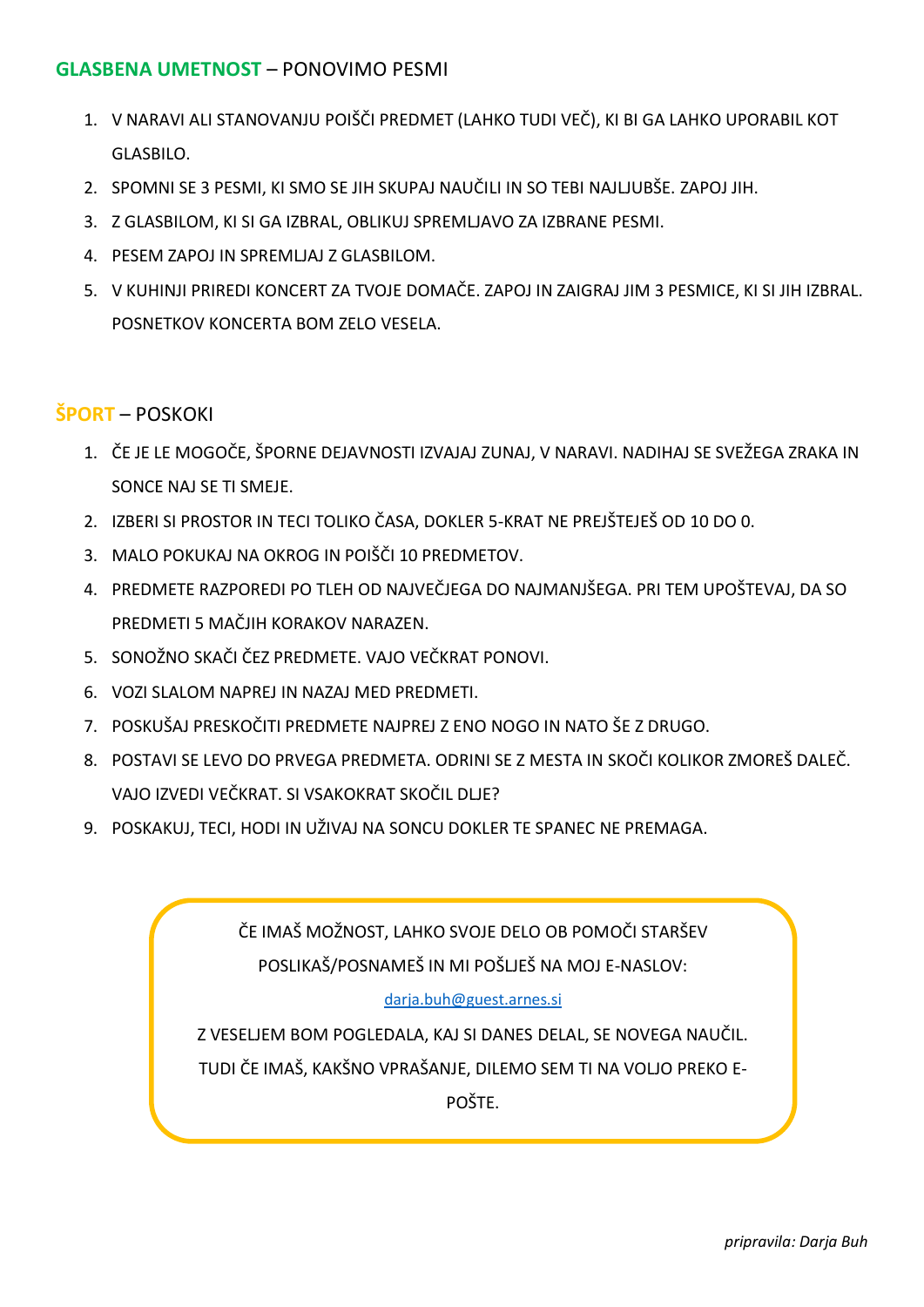## **GLASBENA UMETNOST** – PONOVIMO PESMI

1. V NARAVI ALI STANOVANJU POIŠČI PREDMET (LAHKO TUDI VEČ), KI BI GA LAHKO UPORABIL KOT GLASBILO.
2. SPOMNI SE 3 PESMI, KI SMO SE JIH SKUPAJ NAUČILI IN SO TEBI NAJLJUBŠE. ZAPOJ JIH.
3. Z GLASBILOM, KI SI GA IZBRAL, OBLIKUJ SPREMLJAVO ZA IZBRANE PESMI.
4. PESEM ZAPOJ IN SPREMLJAJ Z GLASBILOM.
5. V KUHINJI PRIREDI KONCERT ZA TVOJE DOMAČE. ZAPOJ IN ZAIGRAJ JIM 3 PESMICE, KI SI JIH IZBRAL. POSNETKOV KONCERTA BOM ZELO VESELA.

## **ŠPORT** – POSKOKI

1. ČE JE LE MOGOČE, ŠPORNE DEJAVNOSTI IZVAJAJ ZUNAJ, V NARAVI. NADIHAJ SE SVEŽEGA ZRAKA IN SONCE NAJ SE TI SMEJE.
2. IZBERI SI PROSTOR IN TECI TOLIKO ČASA, DOKLER 5-KRAT NE PREJŠTEJEŠ OD 10 DO 0.
3. MALO POKUKAJ NA OKROG IN POIŠČI 10 PREDMETOV.
4. PREDMETE RAZPOREDI PO TLEH OD NAJVEČJEGA DO NAJMANJŠEGA. PRI TEM UPOŠTEVAJ, DA SO PREDMETI 5 MAČJIH KORAKOV NARAZEN.
5. SONOŽNO SKAČI ČEZ PREDMETE. VAJO VEČKRAT PONOVI.
6. VOZI SLALOM NAPREJ IN NAZAJ MED PREDMETI.
7. POSKUŠAJ PRESKOČITI PREDMETE NAJPREJ Z ENO NOGO IN NATO ŠE Z DRUGO.
8. POSTAVI SE LEVO DO PRVEGA PREDMETA. ODRINI SE Z MESTA IN SKOČI KOLIKOR ZMOREŠ DALEČ. VAJO IZVEDI VEČKRAT. SI VSAKOKRAT SKOČIL DLJE?
9. POSKAKUJ, TECI, HODI IN UŽIVAJ NA SONCU DOKLER TE SPANEC NE PREMAGA.

ČE IMAŠ MOŽNOST, LAHKO SVOJE DELO OB POMOČI STARŠEV POSLIKAŠ/POSNAMEŠ IN MI POŠLJEŠ NA MOJ E-NASLOV:

darja.buh@guest.arnes.si

Z VESELJEM BOM POGLEDALA, KAJ SI DANES DELAL, SE NOVEGA NAUČIL. TUDI ČE IMAŠ, KAKŠNO VPRAŠANJE, DILEMO SEM TI NA VOLJO PREKO E-POŠTE.

*pripravila: Darja Buh*